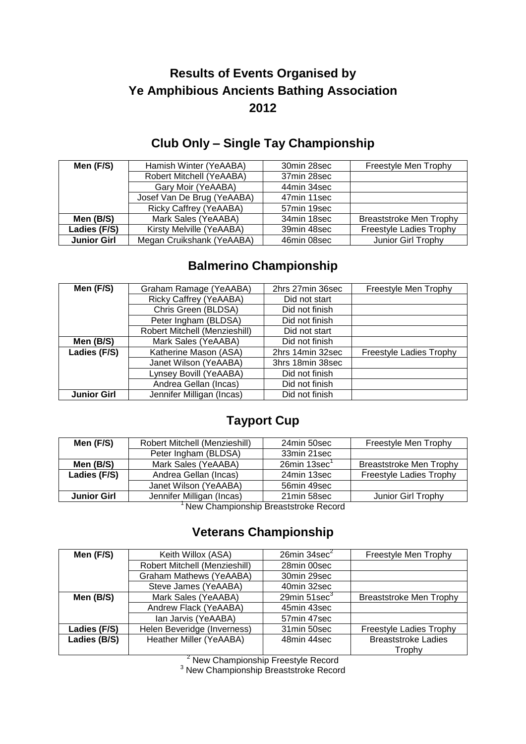# Results of Events Organised by Ye Amphibious Ancients Bathing Association 2012

## Club Only – Single Tay Championship

| | | | |
|---|---|---|---|
| **Men (F/S)** | Hamish Winter (YeAABA) | 30min 28sec | Freestyle Men Trophy |
| | Robert Mitchell (YeAABA) | 37min 28sec | |
| | Gary Moir (YeAABA) | 44min 34sec | |
| | Josef Van De Brug (YeAABA) | 47min 11sec | |
| | Ricky Caffrey (YeAABA) | 57min 19sec | |
| **Men (B/S)** | Mark Sales (YeAABA) | 34min 18sec | Breaststroke Men Trophy |
| **Ladies (F/S)** | Kirsty Melville (YeAABA) | 39min 48sec | Freestyle Ladies Trophy |
| **Junior Girl** | Megan Cruikshank (YeAABA) | 46min 08sec | Junior Girl Trophy |

## Balmerino Championship

| | | | |
|---|---|---|---|
| **Men (F/S)** | Graham Ramage (YeAABA) | 2hrs 27min 36sec | Freestyle Men Trophy |
| | Ricky Caffrey (YeAABA) | Did not start | |
| | Chris Green (BLDSA) | Did not finish | |
| | Peter Ingham (BLDSA) | Did not finish | |
| | Robert Mitchell (Menzieshill) | Did not start | |
| **Men (B/S)** | Mark Sales (YeAABA) | Did not finish | |
| **Ladies (F/S)** | Katherine Mason (ASA) | 2hrs 14min 32sec | Freestyle Ladies Trophy |
| | Janet Wilson (YeAABA) | 3hrs 18min 38sec | |
| | Lynsey Bovill (YeAABA) | Did not finish | |
| | Andrea Gellan (Incas) | Did not finish | |
| **Junior Girl** | Jennifer Milligan (Incas) | Did not finish | |

## Tayport Cup

| | | | |
|---|---|---|---|
| **Men (F/S)** | Robert Mitchell (Menzieshill) | 24min 50sec | Freestyle Men Trophy |
| | Peter Ingham (BLDSA) | 33min 21sec | |
| **Men (B/S)** | Mark Sales (YeAABA) | 26min 13sec[1] | Breaststroke Men Trophy |
| **Ladies (F/S)** | Andrea Gellan (Incas) | 24min 13sec | Freestyle Ladies Trophy |
| | Janet Wilson (YeAABA) | 56min 49sec | |
| **Junior Girl** | Jennifer Milligan (Incas) | 21min 58sec | Junior Girl Trophy |

[1] New Championship Breaststroke Record

## Veterans Championship

| | | | |
|---|---|---|---|
| **Men (F/S)** | Keith Willox (ASA) | 26min 34sec[2] | Freestyle Men Trophy |
| | Robert Mitchell (Menzieshill) | 28min 00sec | |
| | Graham Mathews (YeAABA) | 30min 29sec | |
| | Steve James (YeAABA) | 40min 32sec | |
| **Men (B/S)** | Mark Sales (YeAABA) | 29min 51sec[3] | Breaststroke Men Trophy |
| | Andrew Flack (YeAABA) | 45min 43sec | |
| | Ian Jarvis (YeAABA) | 57min 47sec | |
| **Ladies (F/S)** | Helen Beveridge (Inverness) | 31min 50sec | Freestyle Ladies Trophy |
| **Ladies (B/S)** | Heather Miller (YeAABA) | 48min 44sec | Breaststroke Ladies Trophy |

[2] New Championship Freestyle Record
[3] New Championship Breaststroke Record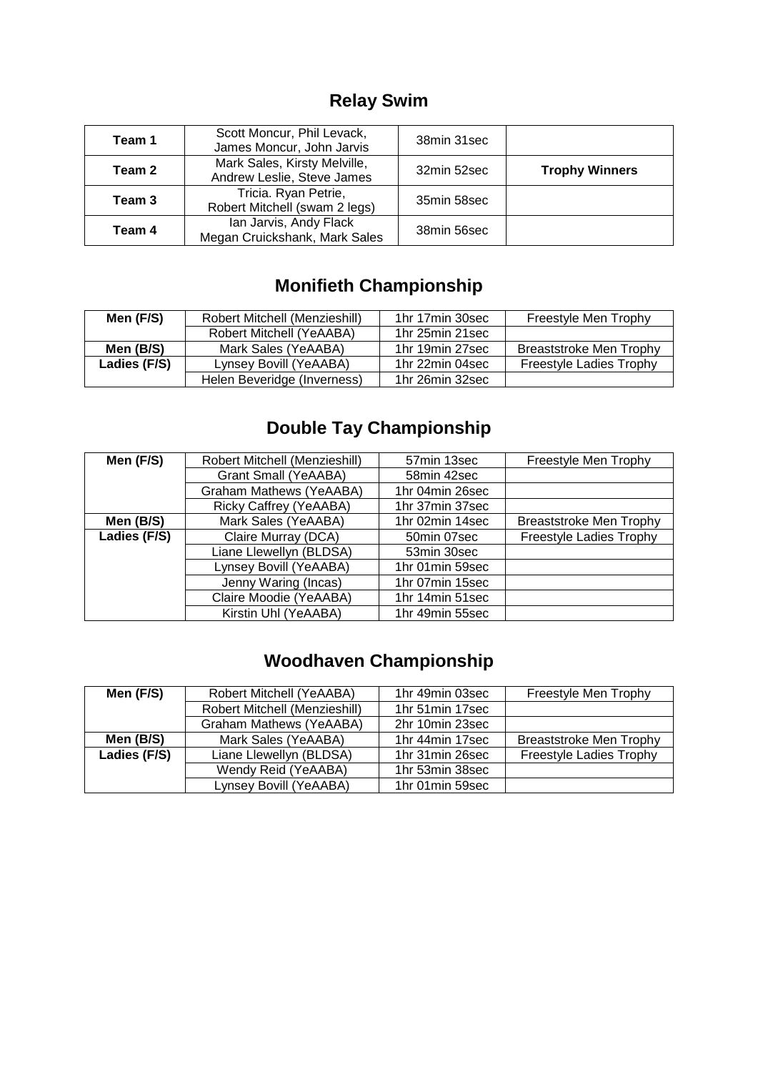## Relay Swim

| | | | |
|---|---|---|---|
| **Team 1** | Scott Moncur, Phil Levack, James Moncur, John Jarvis | 38min 31sec | |
| **Team 2** | Mark Sales, Kirsty Melville, Andrew Leslie, Steve James | 32min 52sec | **Trophy Winners** |
| **Team 3** | Tricia. Ryan Petrie, Robert Mitchell (swam 2 legs) | 35min 58sec | |
| **Team 4** | Ian Jarvis, Andy Flack Megan Cruickshank, Mark Sales | 38min 56sec | |

## Monifieth Championship

| | | | |
|---|---|---|---|
| **Men (F/S)** | Robert Mitchell (Menzieshill) | 1hr 17min 30sec | Freestyle Men Trophy |
| | Robert Mitchell (YeAABA) | 1hr 25min 21sec | |
| **Men (B/S)** | Mark Sales (YeAABA) | 1hr 19min 27sec | Breaststroke Men Trophy |
| **Ladies (F/S)** | Lynsey Bovill (YeAABA) | 1hr 22min 04sec | Freestyle Ladies Trophy |
| | Helen Beveridge (Inverness) | 1hr 26min 32sec | |

## Double Tay Championship

| | | | |
|---|---|---|---|
| **Men (F/S)** | Robert Mitchell (Menzieshill) | 57min 13sec | Freestyle Men Trophy |
| | Grant Small (YeAABA) | 58min 42sec | |
| | Graham Mathews (YeAABA) | 1hr 04min 26sec | |
| | Ricky Caffrey (YeAABA) | 1hr 37min 37sec | |
| **Men (B/S)** | Mark Sales (YeAABA) | 1hr 02min 14sec | Breaststroke Men Trophy |
| **Ladies (F/S)** | Claire Murray (DCA) | 50min 07sec | Freestyle Ladies Trophy |
| | Liane Llewellyn (BLDSA) | 53min 30sec | |
| | Lynsey Bovill (YeAABA) | 1hr 01min 59sec | |
| | Jenny Waring (Incas) | 1hr 07min 15sec | |
| | Claire Moodie (YeAABA) | 1hr 14min 51sec | |
| | Kirstin Uhl (YeAABA) | 1hr 49min 55sec | |

## Woodhaven Championship

| | | | |
|---|---|---|---|
| **Men (F/S)** | Robert Mitchell (YeAABA) | 1hr 49min 03sec | Freestyle Men Trophy |
| | Robert Mitchell (Menzieshill) | 1hr 51min 17sec | |
| | Graham Mathews (YeAABA) | 2hr 10min 23sec | |
| **Men (B/S)** | Mark Sales (YeAABA) | 1hr 44min 17sec | Breaststroke Men Trophy |
| **Ladies (F/S)** | Liane Llewellyn (BLDSA) | 1hr 31min 26sec | Freestyle Ladies Trophy |
| | Wendy Reid (YeAABA) | 1hr 53min 38sec | |
| | Lynsey Bovill (YeAABA) | 1hr 01min 59sec | |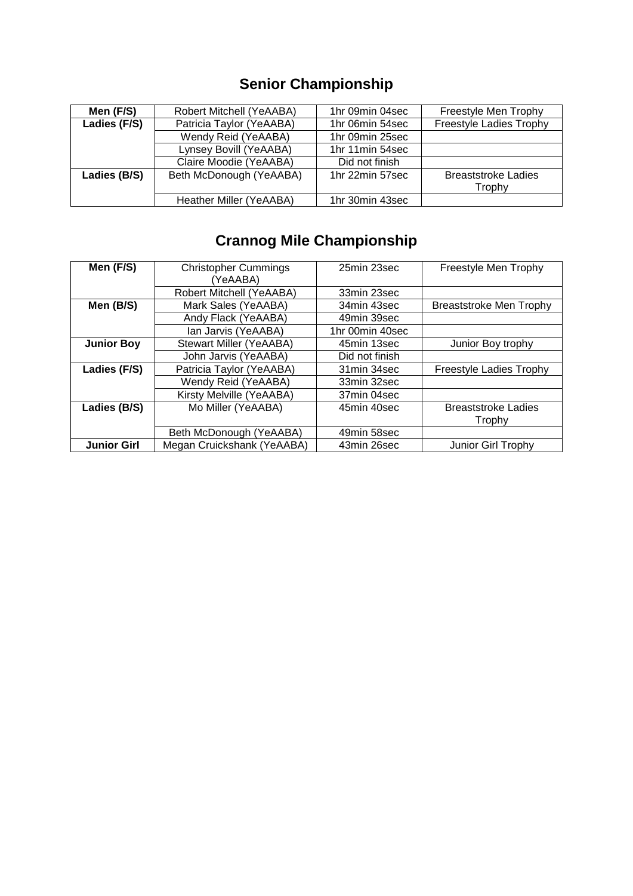## Senior Championship

| | | | |
|---|---|---|---|
| **Men (F/S)** | Robert Mitchell (YeAABA) | 1hr 09min 04sec | Freestyle Men Trophy |
| **Ladies (F/S)** | Patricia Taylor (YeAABA) | 1hr 06min 54sec | Freestyle Ladies Trophy |
| | Wendy Reid (YeAABA) | 1hr 09min 25sec | |
| | Lynsey Bovill (YeAABA) | 1hr 11min 54sec | |
| | Claire Moodie (YeAABA) | Did not finish | |
| **Ladies (B/S)** | Beth McDonough (YeAABA) | 1hr 22min 57sec | Breaststroke Ladies Trophy |
| | Heather Miller (YeAABA) | 1hr 30min 43sec | |

## Crannog Mile Championship

| | | | |
|---|---|---|---|
| **Men (F/S)** | Christopher Cummings (YeAABA) | 25min 23sec | Freestyle Men Trophy |
| | Robert Mitchell (YeAABA) | 33min 23sec | |
| **Men (B/S)** | Mark Sales (YeAABA) | 34min 43sec | Breaststroke Men Trophy |
| | Andy Flack (YeAABA) | 49min 39sec | |
| | Ian Jarvis (YeAABA) | 1hr 00min 40sec | |
| **Junior Boy** | Stewart Miller (YeAABA) | 45min 13sec | Junior Boy trophy |
| | John Jarvis (YeAABA) | Did not finish | |
| **Ladies (F/S)** | Patricia Taylor (YeAABA) | 31min 34sec | Freestyle Ladies Trophy |
| | Wendy Reid (YeAABA) | 33min 32sec | |
| | Kirsty Melville (YeAABA) | 37min 04sec | |
| **Ladies (B/S)** | Mo Miller (YeAABA) | 45min 40sec | Breaststroke Ladies Trophy |
| | Beth McDonough (YeAABA) | 49min 58sec | |
| **Junior Girl** | Megan Cruickshank (YeAABA) | 43min 26sec | Junior Girl Trophy |